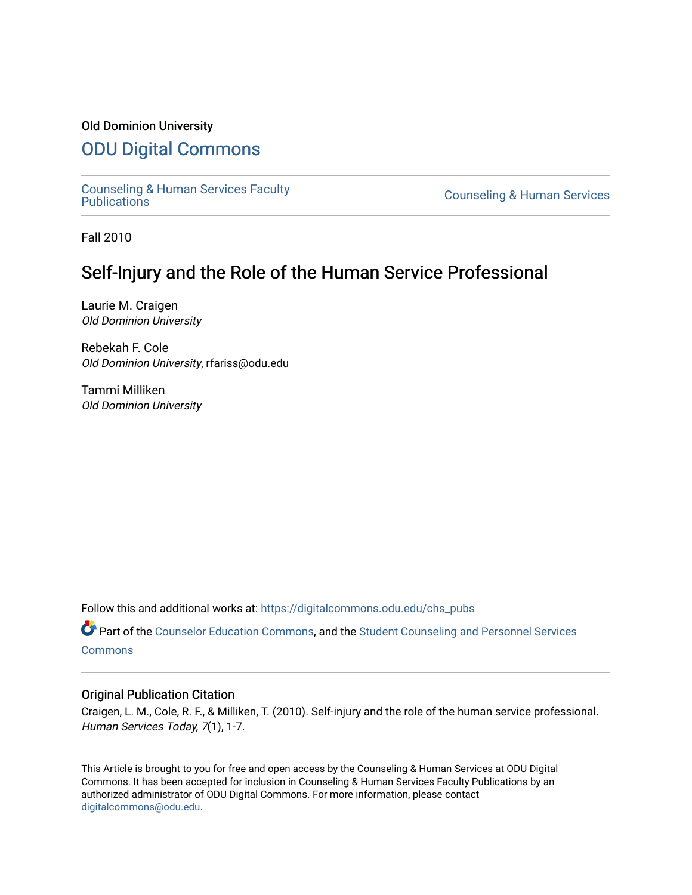Old Dominion University

# ODU Digital Commons

Counseling & Human Services Faculty Publications

Counseling & Human Services

Fall 2010

## Self-Injury and the Role of the Human Service Professional

Laurie M. Craigen
*Old Dominion University*

Rebekah F. Cole
*Old Dominion University*, rfariss@odu.edu

Tammi Milliken
*Old Dominion University*

Follow this and additional works at: https://digitalcommons.odu.edu/chs_pubs

Part of the Counselor Education Commons, and the Student Counseling and Personnel Services Commons

### Original Publication Citation

Craigen, L. M., Cole, R. F., & Milliken, T. (2010). Self-injury and the role of the human service professional. *Human Services Today, 7*(1), 1-7.

This Article is brought to you for free and open access by the Counseling & Human Services at ODU Digital Commons. It has been accepted for inclusion in Counseling & Human Services Faculty Publications by an authorized administrator of ODU Digital Commons. For more information, please contact digitalcommons@odu.edu.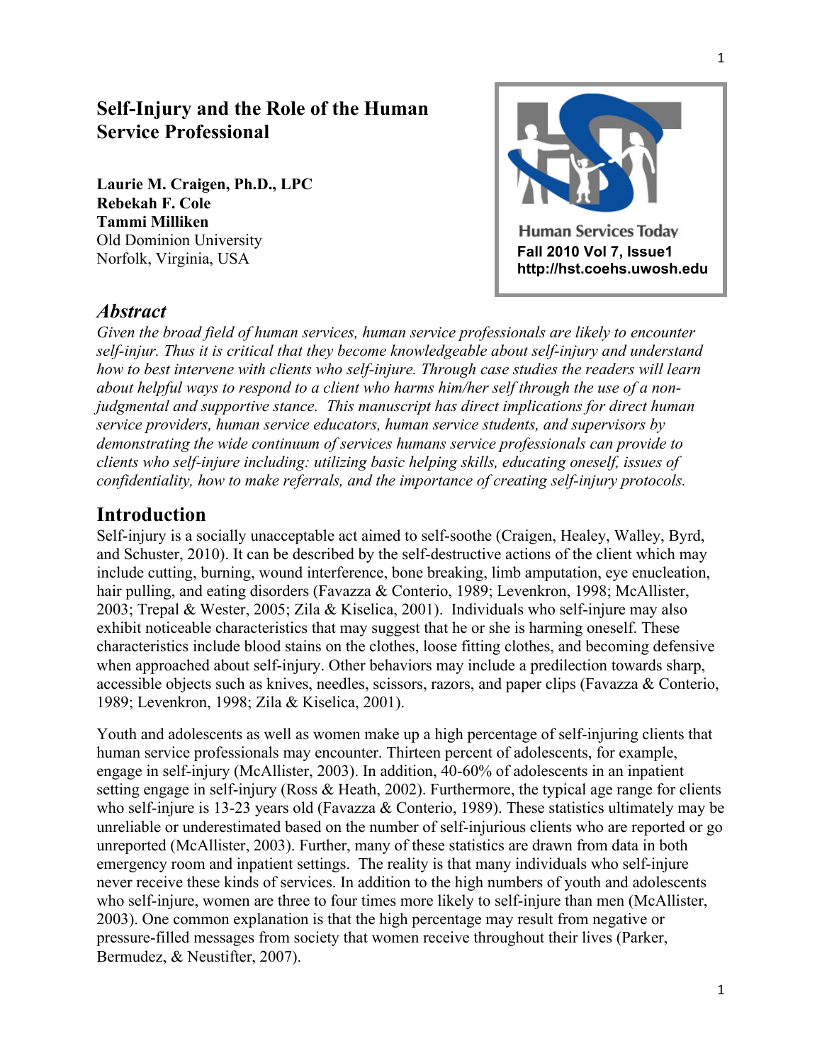# Self-Injury and the Role of the Human Service Professional

**Laurie M. Craigen, Ph.D., LPC**
**Rebekah F. Cole**
**Tammi Milliken**
Old Dominion University
Norfolk, Virginia, USA

Human Services Today
**Fall 2010 Vol 7, Issue1**
**http://hst.coehs.uwosh.edu**

## *Abstract*

*Given the broad field of human services, human service professionals are likely to encounter self-injur. Thus it is critical that they become knowledgeable about self-injury and understand how to best intervene with clients who self-injure. Through case studies the readers will learn about helpful ways to respond to a client who harms him/her self through the use of a non-judgmental and supportive stance. This manuscript has direct implications for direct human service providers, human service educators, human service students, and supervisors by demonstrating the wide continuum of services humans service professionals can provide to clients who self-injure including: utilizing basic helping skills, educating oneself, issues of confidentiality, how to make referrals, and the importance of creating self-injury protocols.*

## Introduction

Self-injury is a socially unacceptable act aimed to self-soothe (Craigen, Healey, Walley, Byrd, and Schuster, 2010). It can be described by the self-destructive actions of the client which may include cutting, burning, wound interference, bone breaking, limb amputation, eye enucleation, hair pulling, and eating disorders (Favazza & Conterio, 1989; Levenkron, 1998; McAllister, 2003; Trepal & Wester, 2005; Zila & Kiselica, 2001). Individuals who self-injure may also exhibit noticeable characteristics that may suggest that he or she is harming oneself. These characteristics include blood stains on the clothes, loose fitting clothes, and becoming defensive when approached about self-injury. Other behaviors may include a predilection towards sharp, accessible objects such as knives, needles, scissors, razors, and paper clips (Favazza & Conterio, 1989; Levenkron, 1998; Zila & Kiselica, 2001).

Youth and adolescents as well as women make up a high percentage of self-injuring clients that human service professionals may encounter. Thirteen percent of adolescents, for example, engage in self-injury (McAllister, 2003). In addition, 40-60% of adolescents in an inpatient setting engage in self-injury (Ross & Heath, 2002). Furthermore, the typical age range for clients who self-injure is 13-23 years old (Favazza & Conterio, 1989). These statistics ultimately may be unreliable or underestimated based on the number of self-injurious clients who are reported or go unreported (McAllister, 2003). Further, many of these statistics are drawn from data in both emergency room and inpatient settings. The reality is that many individuals who self-injure never receive these kinds of services. In addition to the high numbers of youth and adolescents who self-injure, women are three to four times more likely to self-injure than men (McAllister, 2003). One common explanation is that the high percentage may result from negative or pressure-filled messages from society that women receive throughout their lives (Parker, Bermudez, & Neustifter, 2007).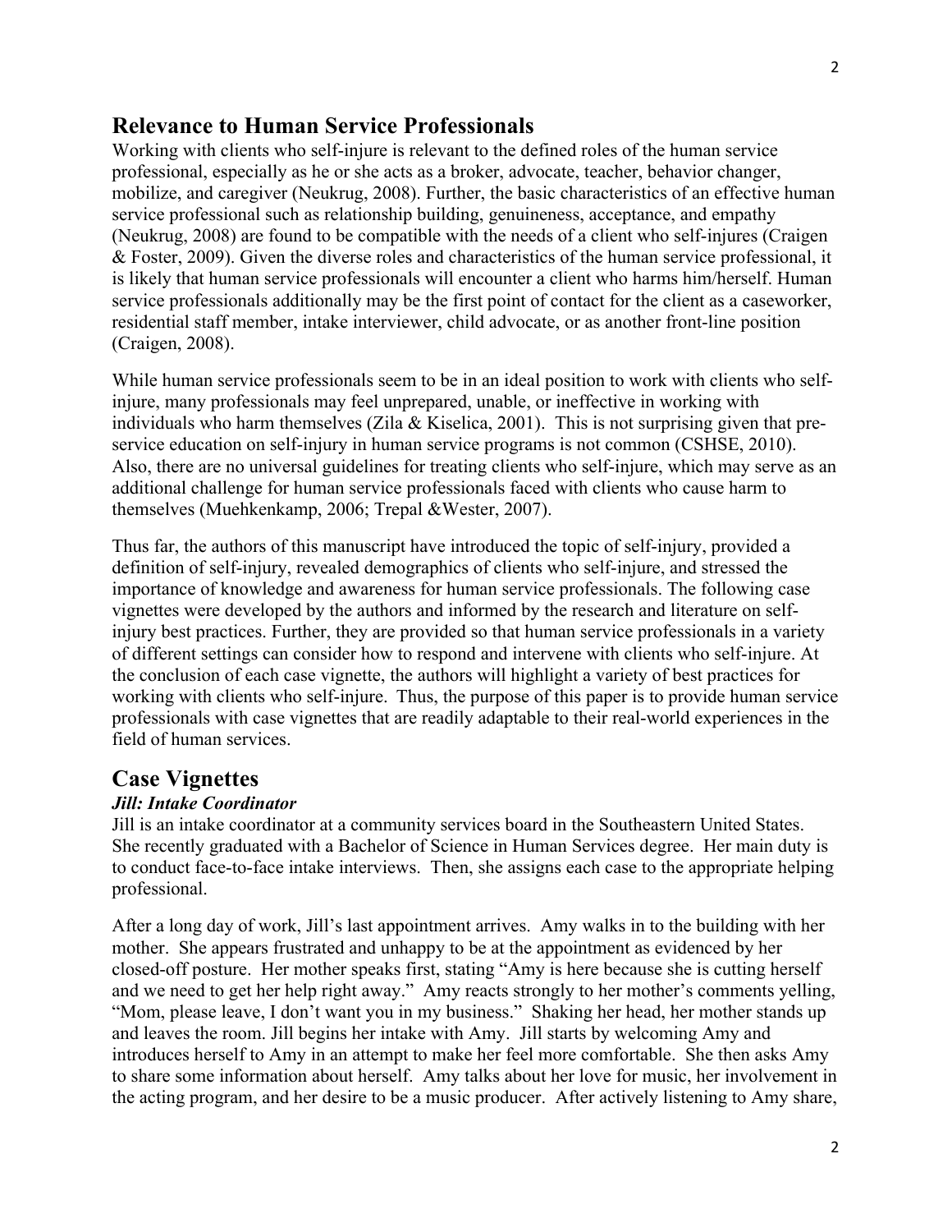## Relevance to Human Service Professionals

Working with clients who self-injure is relevant to the defined roles of the human service professional, especially as he or she acts as a broker, advocate, teacher, behavior changer, mobilize, and caregiver (Neukrug, 2008). Further, the basic characteristics of an effective human service professional such as relationship building, genuineness, acceptance, and empathy (Neukrug, 2008) are found to be compatible with the needs of a client who self-injures (Craigen & Foster, 2009). Given the diverse roles and characteristics of the human service professional, it is likely that human service professionals will encounter a client who harms him/herself. Human service professionals additionally may be the first point of contact for the client as a caseworker, residential staff member, intake interviewer, child advocate, or as another front-line position (Craigen, 2008).

While human service professionals seem to be in an ideal position to work with clients who self-injure, many professionals may feel unprepared, unable, or ineffective in working with individuals who harm themselves (Zila & Kiselica, 2001). This is not surprising given that pre-service education on self-injury in human service programs is not common (CSHSE, 2010). Also, there are no universal guidelines for treating clients who self-injure, which may serve as an additional challenge for human service professionals faced with clients who cause harm to themselves (Muehkenkamp, 2006; Trepal &Wester, 2007).

Thus far, the authors of this manuscript have introduced the topic of self-injury, provided a definition of self-injury, revealed demographics of clients who self-injure, and stressed the importance of knowledge and awareness for human service professionals. The following case vignettes were developed by the authors and informed by the research and literature on self-injury best practices. Further, they are provided so that human service professionals in a variety of different settings can consider how to respond and intervene with clients who self-injure. At the conclusion of each case vignette, the authors will highlight a variety of best practices for working with clients who self-injure. Thus, the purpose of this paper is to provide human service professionals with case vignettes that are readily adaptable to their real-world experiences in the field of human services.

## Case Vignettes

### *Jill: Intake Coordinator*

Jill is an intake coordinator at a community services board in the Southeastern United States. She recently graduated with a Bachelor of Science in Human Services degree. Her main duty is to conduct face-to-face intake interviews. Then, she assigns each case to the appropriate helping professional.

After a long day of work, Jill's last appointment arrives. Amy walks in to the building with her mother. She appears frustrated and unhappy to be at the appointment as evidenced by her closed-off posture. Her mother speaks first, stating "Amy is here because she is cutting herself and we need to get her help right away." Amy reacts strongly to her mother's comments yelling, "Mom, please leave, I don't want you in my business." Shaking her head, her mother stands up and leaves the room. Jill begins her intake with Amy. Jill starts by welcoming Amy and introduces herself to Amy in an attempt to make her feel more comfortable. She then asks Amy to share some information about herself. Amy talks about her love for music, her involvement in the acting program, and her desire to be a music producer. After actively listening to Amy share,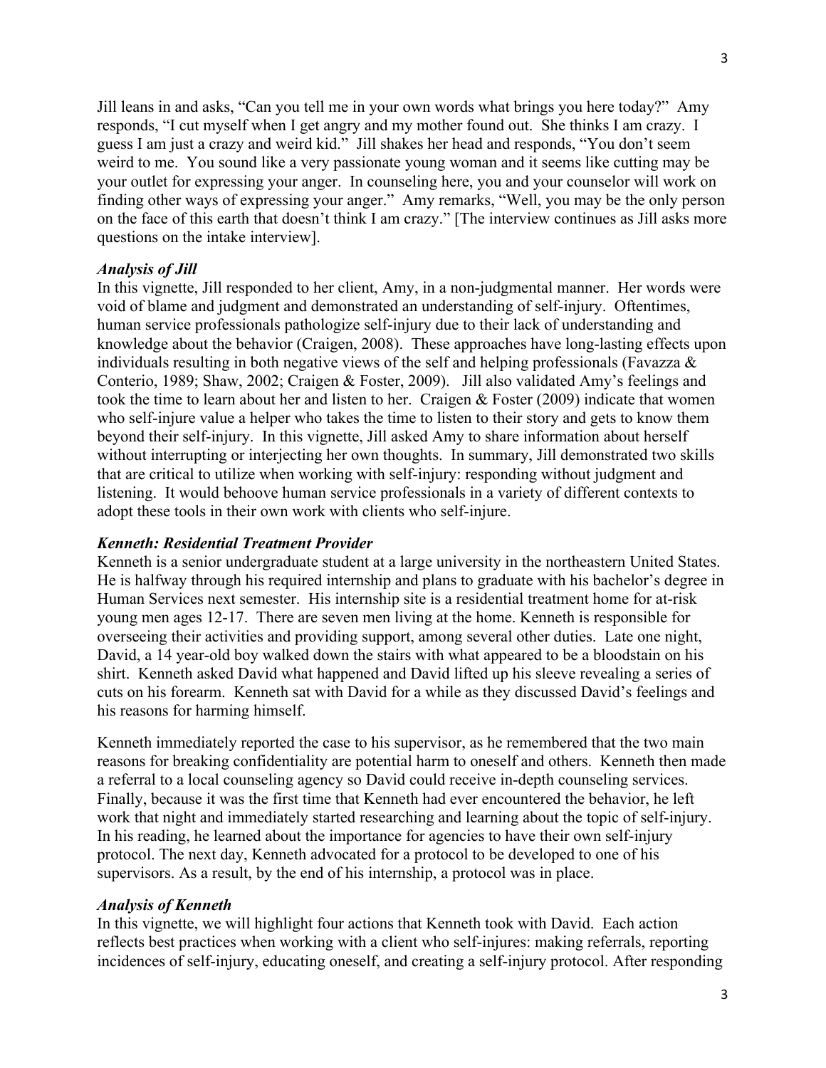Jill leans in and asks, "Can you tell me in your own words what brings you here today?" Amy responds, "I cut myself when I get angry and my mother found out. She thinks I am crazy. I guess I am just a crazy and weird kid." Jill shakes her head and responds, "You don't seem weird to me. You sound like a very passionate young woman and it seems like cutting may be your outlet for expressing your anger. In counseling here, you and your counselor will work on finding other ways of expressing your anger." Amy remarks, "Well, you may be the only person on the face of this earth that doesn't think I am crazy." [The interview continues as Jill asks more questions on the intake interview].

### *Analysis of Jill*

In this vignette, Jill responded to her client, Amy, in a non-judgmental manner. Her words were void of blame and judgment and demonstrated an understanding of self-injury. Oftentimes, human service professionals pathologize self-injury due to their lack of understanding and knowledge about the behavior (Craigen, 2008). These approaches have long-lasting effects upon individuals resulting in both negative views of the self and helping professionals (Favazza & Conterio, 1989; Shaw, 2002; Craigen & Foster, 2009). Jill also validated Amy's feelings and took the time to learn about her and listen to her. Craigen & Foster (2009) indicate that women who self-injure value a helper who takes the time to listen to their story and gets to know them beyond their self-injury. In this vignette, Jill asked Amy to share information about herself without interrupting or interjecting her own thoughts. In summary, Jill demonstrated two skills that are critical to utilize when working with self-injury: responding without judgment and listening. It would behoove human service professionals in a variety of different contexts to adopt these tools in their own work with clients who self-injure.

### *Kenneth: Residential Treatment Provider*

Kenneth is a senior undergraduate student at a large university in the northeastern United States. He is halfway through his required internship and plans to graduate with his bachelor's degree in Human Services next semester. His internship site is a residential treatment home for at-risk young men ages 12-17. There are seven men living at the home. Kenneth is responsible for overseeing their activities and providing support, among several other duties. Late one night, David, a 14 year-old boy walked down the stairs with what appeared to be a bloodstain on his shirt. Kenneth asked David what happened and David lifted up his sleeve revealing a series of cuts on his forearm. Kenneth sat with David for a while as they discussed David's feelings and his reasons for harming himself.

Kenneth immediately reported the case to his supervisor, as he remembered that the two main reasons for breaking confidentiality are potential harm to oneself and others. Kenneth then made a referral to a local counseling agency so David could receive in-depth counseling services. Finally, because it was the first time that Kenneth had ever encountered the behavior, he left work that night and immediately started researching and learning about the topic of self-injury. In his reading, he learned about the importance for agencies to have their own self-injury protocol. The next day, Kenneth advocated for a protocol to be developed to one of his supervisors. As a result, by the end of his internship, a protocol was in place.

### *Analysis of Kenneth*

In this vignette, we will highlight four actions that Kenneth took with David. Each action reflects best practices when working with a client who self-injures: making referrals, reporting incidences of self-injury, educating oneself, and creating a self-injury protocol. After responding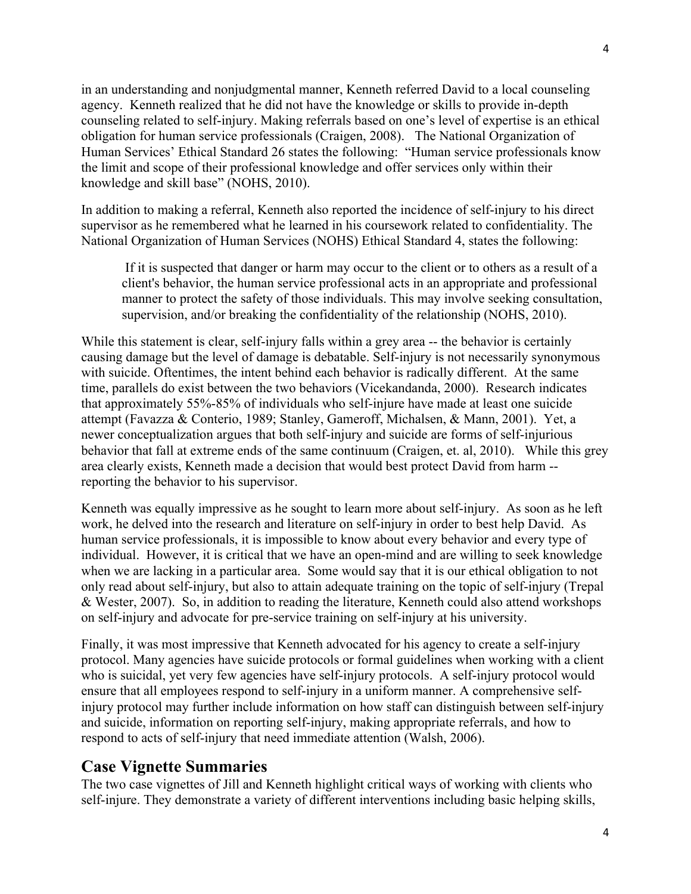in an understanding and nonjudgmental manner, Kenneth referred David to a local counseling agency. Kenneth realized that he did not have the knowledge or skills to provide in-depth counseling related to self-injury. Making referrals based on one's level of expertise is an ethical obligation for human service professionals (Craigen, 2008). The National Organization of Human Services' Ethical Standard 26 states the following: "Human service professionals know the limit and scope of their professional knowledge and offer services only within their knowledge and skill base" (NOHS, 2010).

In addition to making a referral, Kenneth also reported the incidence of self-injury to his direct supervisor as he remembered what he learned in his coursework related to confidentiality. The National Organization of Human Services (NOHS) Ethical Standard 4, states the following:

> If it is suspected that danger or harm may occur to the client or to others as a result of a client's behavior, the human service professional acts in an appropriate and professional manner to protect the safety of those individuals. This may involve seeking consultation, supervision, and/or breaking the confidentiality of the relationship (NOHS, 2010).

While this statement is clear, self-injury falls within a grey area -- the behavior is certainly causing damage but the level of damage is debatable. Self-injury is not necessarily synonymous with suicide. Oftentimes, the intent behind each behavior is radically different. At the same time, parallels do exist between the two behaviors (Vicekandanda, 2000). Research indicates that approximately 55%-85% of individuals who self-injure have made at least one suicide attempt (Favazza & Conterio, 1989; Stanley, Gameroff, Michalsen, & Mann, 2001). Yet, a newer conceptualization argues that both self-injury and suicide are forms of self-injurious behavior that fall at extreme ends of the same continuum (Craigen, et. al, 2010). While this grey area clearly exists, Kenneth made a decision that would best protect David from harm -- reporting the behavior to his supervisor.

Kenneth was equally impressive as he sought to learn more about self-injury. As soon as he left work, he delved into the research and literature on self-injury in order to best help David. As human service professionals, it is impossible to know about every behavior and every type of individual. However, it is critical that we have an open-mind and are willing to seek knowledge when we are lacking in a particular area. Some would say that it is our ethical obligation to not only read about self-injury, but also to attain adequate training on the topic of self-injury (Trepal & Wester, 2007). So, in addition to reading the literature, Kenneth could also attend workshops on self-injury and advocate for pre-service training on self-injury at his university.

Finally, it was most impressive that Kenneth advocated for his agency to create a self-injury protocol. Many agencies have suicide protocols or formal guidelines when working with a client who is suicidal, yet very few agencies have self-injury protocols. A self-injury protocol would ensure that all employees respond to self-injury in a uniform manner. A comprehensive self-injury protocol may further include information on how staff can distinguish between self-injury and suicide, information on reporting self-injury, making appropriate referrals, and how to respond to acts of self-injury that need immediate attention (Walsh, 2006).

## Case Vignette Summaries

The two case vignettes of Jill and Kenneth highlight critical ways of working with clients who self-injure. They demonstrate a variety of different interventions including basic helping skills,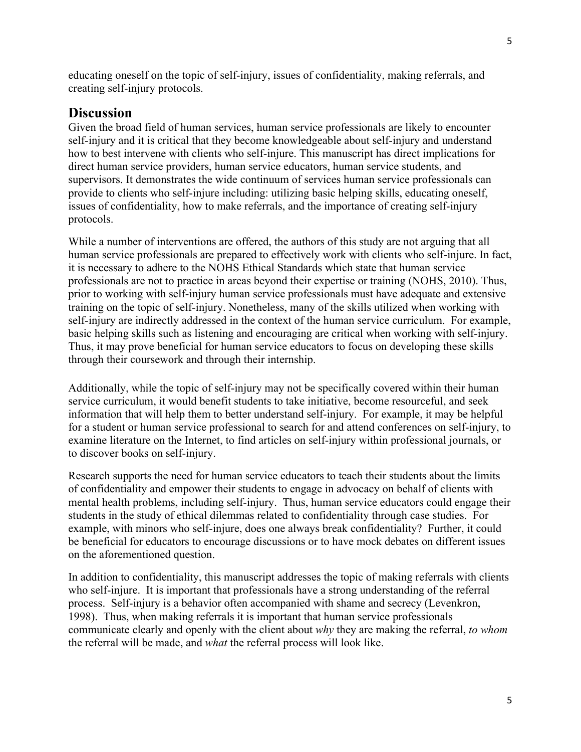educating oneself on the topic of self-injury, issues of confidentiality, making referrals, and creating self-injury protocols.

## Discussion

Given the broad field of human services, human service professionals are likely to encounter self-injury and it is critical that they become knowledgeable about self-injury and understand how to best intervene with clients who self-injure. This manuscript has direct implications for direct human service providers, human service educators, human service students, and supervisors. It demonstrates the wide continuum of services human service professionals can provide to clients who self-injure including: utilizing basic helping skills, educating oneself, issues of confidentiality, how to make referrals, and the importance of creating self-injury protocols.

While a number of interventions are offered, the authors of this study are not arguing that all human service professionals are prepared to effectively work with clients who self-injure. In fact, it is necessary to adhere to the NOHS Ethical Standards which state that human service professionals are not to practice in areas beyond their expertise or training (NOHS, 2010). Thus, prior to working with self-injury human service professionals must have adequate and extensive training on the topic of self-injury. Nonetheless, many of the skills utilized when working with self-injury are indirectly addressed in the context of the human service curriculum. For example, basic helping skills such as listening and encouraging are critical when working with self-injury. Thus, it may prove beneficial for human service educators to focus on developing these skills through their coursework and through their internship.

Additionally, while the topic of self-injury may not be specifically covered within their human service curriculum, it would benefit students to take initiative, become resourceful, and seek information that will help them to better understand self-injury. For example, it may be helpful for a student or human service professional to search for and attend conferences on self-injury, to examine literature on the Internet, to find articles on self-injury within professional journals, or to discover books on self-injury.

Research supports the need for human service educators to teach their students about the limits of confidentiality and empower their students to engage in advocacy on behalf of clients with mental health problems, including self-injury. Thus, human service educators could engage their students in the study of ethical dilemmas related to confidentiality through case studies. For example, with minors who self-injure, does one always break confidentiality? Further, it could be beneficial for educators to encourage discussions or to have mock debates on different issues on the aforementioned question.

In addition to confidentiality, this manuscript addresses the topic of making referrals with clients who self-injure. It is important that professionals have a strong understanding of the referral process. Self-injury is a behavior often accompanied with shame and secrecy (Levenkron, 1998). Thus, when making referrals it is important that human service professionals communicate clearly and openly with the client about *why* they are making the referral, *to whom* the referral will be made, and *what* the referral process will look like.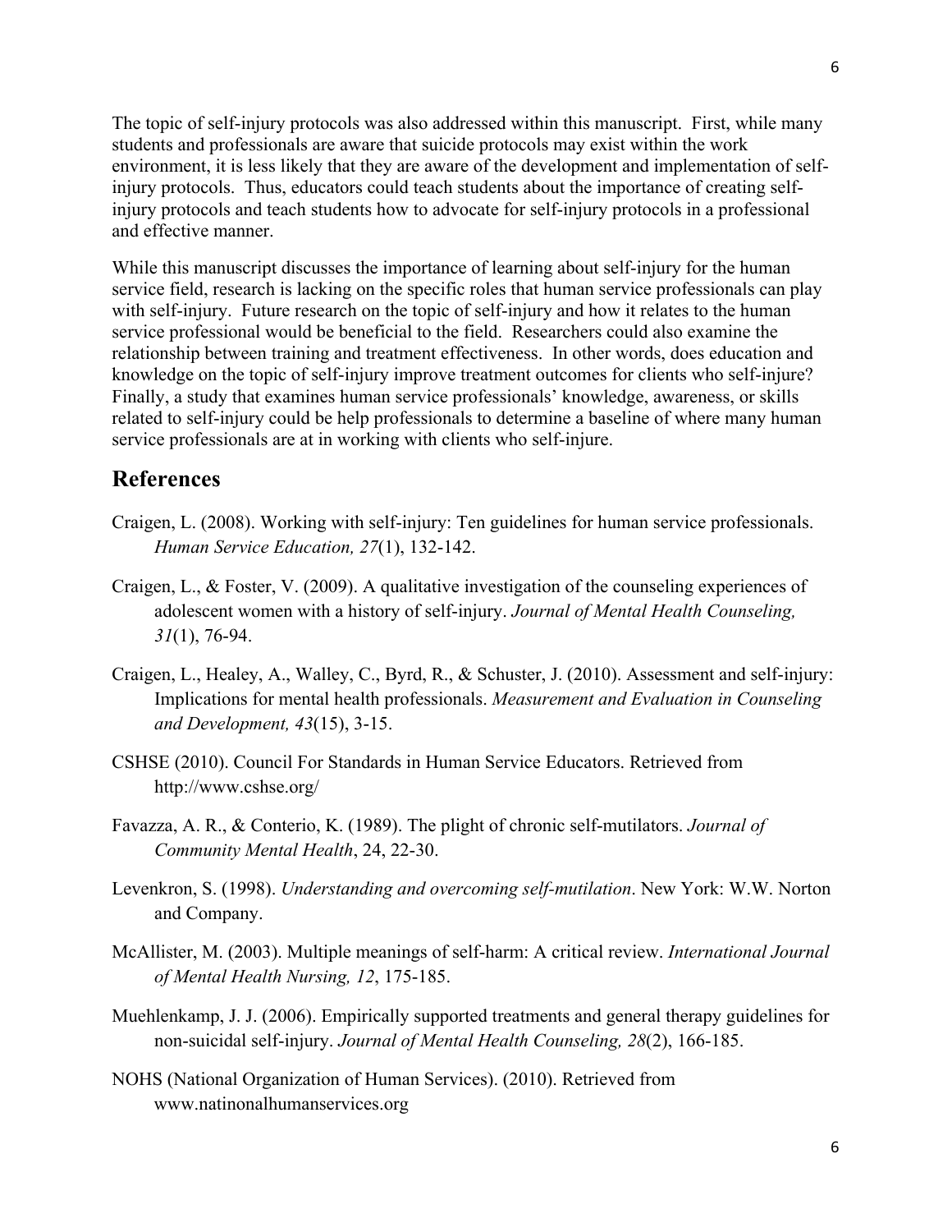The topic of self-injury protocols was also addressed within this manuscript. First, while many students and professionals are aware that suicide protocols may exist within the work environment, it is less likely that they are aware of the development and implementation of self-injury protocols. Thus, educators could teach students about the importance of creating self-injury protocols and teach students how to advocate for self-injury protocols in a professional and effective manner.

While this manuscript discusses the importance of learning about self-injury for the human service field, research is lacking on the specific roles that human service professionals can play with self-injury. Future research on the topic of self-injury and how it relates to the human service professional would be beneficial to the field. Researchers could also examine the relationship between training and treatment effectiveness. In other words, does education and knowledge on the topic of self-injury improve treatment outcomes for clients who self-injure? Finally, a study that examines human service professionals' knowledge, awareness, or skills related to self-injury could be help professionals to determine a baseline of where many human service professionals are at in working with clients who self-injure.

## References

Craigen, L. (2008). Working with self-injury: Ten guidelines for human service professionals. *Human Service Education, 27*(1), 132-142.

Craigen, L., & Foster, V. (2009). A qualitative investigation of the counseling experiences of adolescent women with a history of self-injury. *Journal of Mental Health Counseling, 31*(1), 76-94.

Craigen, L., Healey, A., Walley, C., Byrd, R., & Schuster, J. (2010). Assessment and self-injury: Implications for mental health professionals. *Measurement and Evaluation in Counseling and Development, 43*(15), 3-15.

CSHSE (2010). Council For Standards in Human Service Educators. Retrieved from http://www.cshse.org/

Favazza, A. R., & Conterio, K. (1989). The plight of chronic self-mutilators. *Journal of Community Mental Health*, 24, 22-30.

Levenkron, S. (1998). *Understanding and overcoming self-mutilation*. New York: W.W. Norton and Company.

McAllister, M. (2003). Multiple meanings of self-harm: A critical review. *International Journal of Mental Health Nursing, 12*, 175-185.

Muehlenkamp, J. J. (2006). Empirically supported treatments and general therapy guidelines for non-suicidal self-injury. *Journal of Mental Health Counseling, 28*(2), 166-185.

NOHS (National Organization of Human Services). (2010). Retrieved from www.natinonalhumanservices.org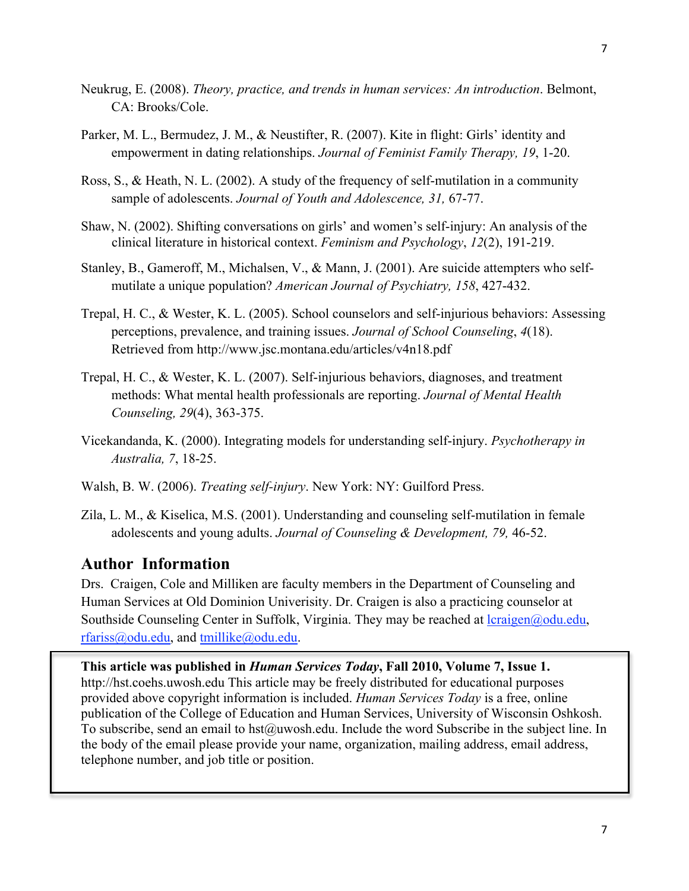Neukrug, E. (2008). *Theory, practice, and trends in human services: An introduction*. Belmont, CA: Brooks/Cole.

Parker, M. L., Bermudez, J. M., & Neustifter, R. (2007). Kite in flight: Girls' identity and empowerment in dating relationships. *Journal of Feminist Family Therapy, 19*, 1-20.

Ross, S., & Heath, N. L. (2002). A study of the frequency of self-mutilation in a community sample of adolescents. *Journal of Youth and Adolescence, 31,* 67-77.

Shaw, N. (2002). Shifting conversations on girls' and women's self-injury: An analysis of the clinical literature in historical context. *Feminism and Psychology*, *12*(2), 191-219.

Stanley, B., Gameroff, M., Michalsen, V., & Mann, J. (2001). Are suicide attempters who self-mutilate a unique population? *American Journal of Psychiatry, 158*, 427-432.

Trepal, H. C., & Wester, K. L. (2005). School counselors and self-injurious behaviors: Assessing perceptions, prevalence, and training issues. *Journal of School Counseling*, *4*(18). Retrieved from http://www.jsc.montana.edu/articles/v4n18.pdf

Trepal, H. C., & Wester, K. L. (2007). Self-injurious behaviors, diagnoses, and treatment methods: What mental health professionals are reporting. *Journal of Mental Health Counseling, 29*(4), 363-375.

Vicekandanda, K. (2000). Integrating models for understanding self-injury. *Psychotherapy in Australia, 7*, 18-25.

Walsh, B. W. (2006). *Treating self-injury*. New York: NY: Guilford Press.

Zila, L. M., & Kiselica, M.S. (2001). Understanding and counseling self-mutilation in female adolescents and young adults. *Journal of Counseling & Development, 79,* 46-52.

## Author Information

Drs. Craigen, Cole and Milliken are faculty members in the Department of Counseling and Human Services at Old Dominion Univerisity. Dr. Craigen is also a practicing counselor at Southside Counseling Center in Suffolk, Virginia. They may be reached at lcraigen@odu.edu, rfariss@odu.edu, and tmillike@odu.edu.

**This article was published in *Human Services Today*, Fall 2010, Volume 7, Issue 1.** http://hst.coehs.uwosh.edu This article may be freely distributed for educational purposes provided above copyright information is included. *Human Services Today* is a free, online publication of the College of Education and Human Services, University of Wisconsin Oshkosh. To subscribe, send an email to hst@uwosh.edu. Include the word Subscribe in the subject line. In the body of the email please provide your name, organization, mailing address, email address, telephone number, and job title or position.